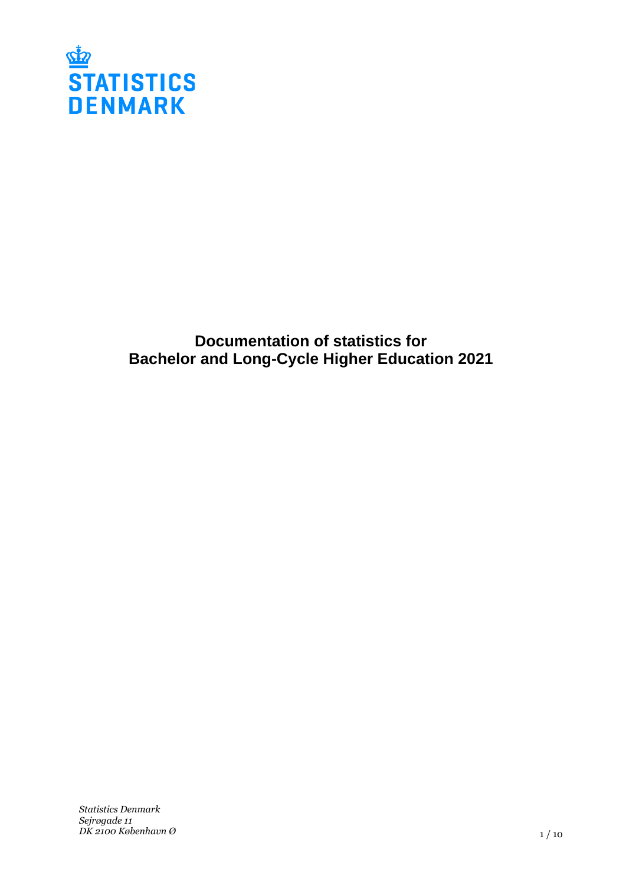STATISTICS DENMARK

# Documentation of statistics for Bachelor and Long-Cycle Higher Education 2021

*Statistics Denmark*
*Sejrøgade 11*
*DK 2100 København Ø*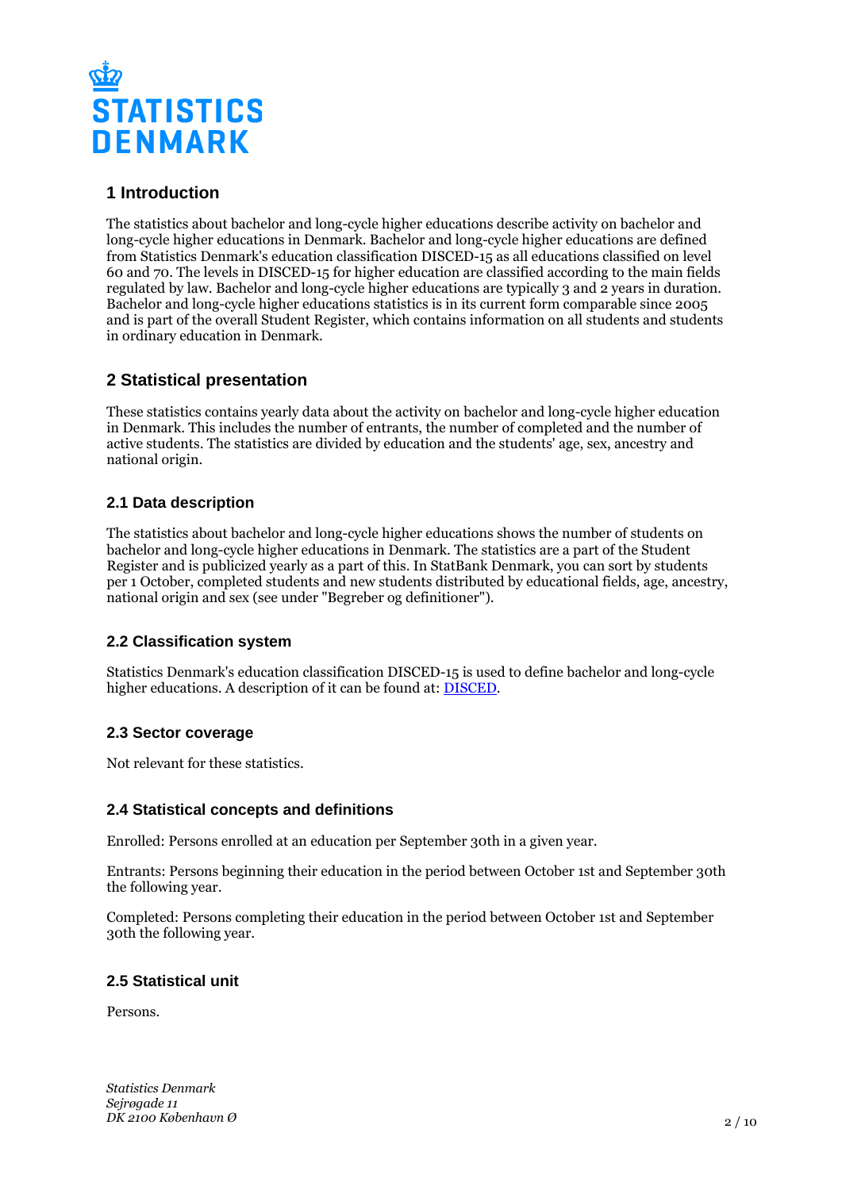## 1 Introduction

The statistics about bachelor and long-cycle higher educations describe activity on bachelor and long-cycle higher educations in Denmark. Bachelor and long-cycle higher educations are defined from Statistics Denmark's education classification DISCED-15 as all educations classified on level 60 and 70. The levels in DISCED-15 for higher education are classified according to the main fields regulated by law. Bachelor and long-cycle higher educations are typically 3 and 2 years in duration. Bachelor and long-cycle higher educations statistics is in its current form comparable since 2005 and is part of the overall Student Register, which contains information on all students and students in ordinary education in Denmark.

## 2 Statistical presentation

These statistics contains yearly data about the activity on bachelor and long-cycle higher education in Denmark. This includes the number of entrants, the number of completed and the number of active students. The statistics are divided by education and the students' age, sex, ancestry and national origin.

### 2.1 Data description

The statistics about bachelor and long-cycle higher educations shows the number of students on bachelor and long-cycle higher educations in Denmark. The statistics are a part of the Student Register and is publicized yearly as a part of this. In StatBank Denmark, you can sort by students per 1 October, completed students and new students distributed by educational fields, age, ancestry, national origin and sex (see under "Begreber og definitioner").

### 2.2 Classification system

Statistics Denmark's education classification DISCED-15 is used to define bachelor and long-cycle higher educations. A description of it can be found at: DISCED.

### 2.3 Sector coverage

Not relevant for these statistics.

### 2.4 Statistical concepts and definitions

Enrolled: Persons enrolled at an education per September 30th in a given year.

Entrants: Persons beginning their education in the period between October 1st and September 30th the following year.

Completed: Persons completing their education in the period between October 1st and September 30th the following year.

### 2.5 Statistical unit

Persons.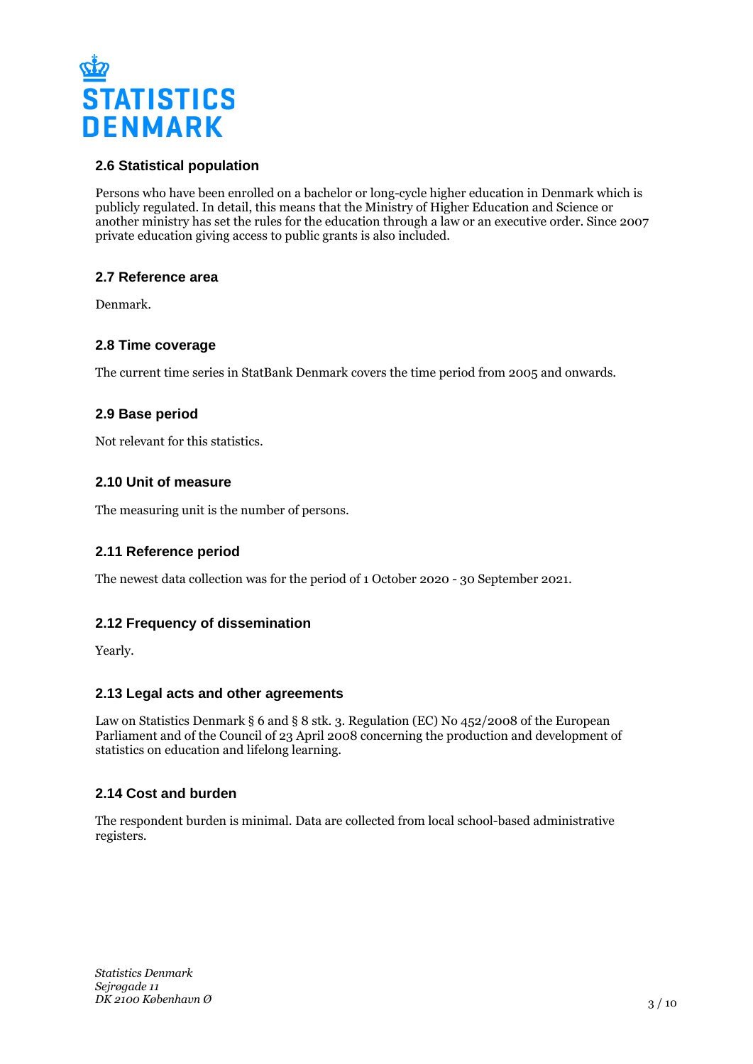### 2.6 Statistical population

Persons who have been enrolled on a bachelor or long-cycle higher education in Denmark which is publicly regulated. In detail, this means that the Ministry of Higher Education and Science or another ministry has set the rules for the education through a law or an executive order. Since 2007 private education giving access to public grants is also included.

### 2.7 Reference area

Denmark.

### 2.8 Time coverage

The current time series in StatBank Denmark covers the time period from 2005 and onwards.

### 2.9 Base period

Not relevant for this statistics.

### 2.10 Unit of measure

The measuring unit is the number of persons.

### 2.11 Reference period

The newest data collection was for the period of 1 October 2020 - 30 September 2021.

### 2.12 Frequency of dissemination

Yearly.

### 2.13 Legal acts and other agreements

Law on Statistics Denmark § 6 and § 8 stk. 3. Regulation (EC) No 452/2008 of the European Parliament and of the Council of 23 April 2008 concerning the production and development of statistics on education and lifelong learning.

### 2.14 Cost and burden

The respondent burden is minimal. Data are collected from local school-based administrative registers.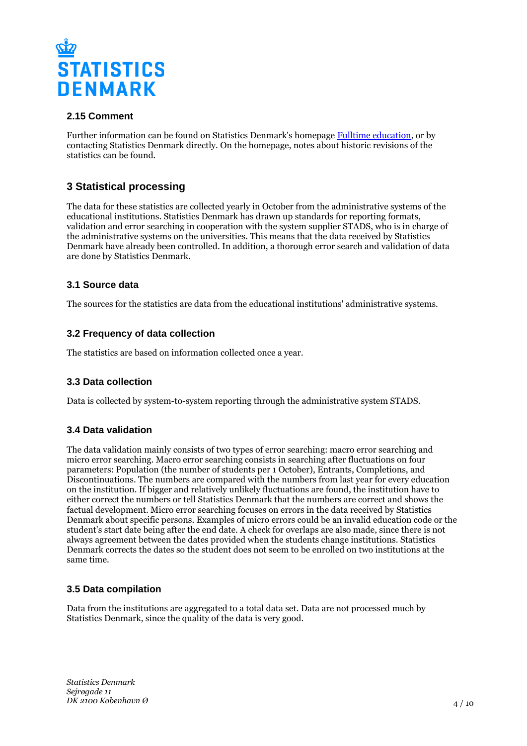### 2.15 Comment

Further information can be found on Statistics Denmark's homepage [Fulltime education](), or by contacting Statistics Denmark directly. On the homepage, notes about historic revisions of the statistics can be found.

## 3 Statistical processing

The data for these statistics are collected yearly in October from the administrative systems of the educational institutions. Statistics Denmark has drawn up standards for reporting formats, validation and error searching in cooperation with the system supplier STADS, who is in charge of the administrative systems on the universities. This means that the data received by Statistics Denmark have already been controlled. In addition, a thorough error search and validation of data are done by Statistics Denmark.

### 3.1 Source data

The sources for the statistics are data from the educational institutions' administrative systems.

### 3.2 Frequency of data collection

The statistics are based on information collected once a year.

### 3.3 Data collection

Data is collected by system-to-system reporting through the administrative system STADS.

### 3.4 Data validation

The data validation mainly consists of two types of error searching: macro error searching and micro error searching. Macro error searching consists in searching after fluctuations on four parameters: Population (the number of students per 1 October), Entrants, Completions, and Discontinuations. The numbers are compared with the numbers from last year for every education on the institution. If bigger and relatively unlikely fluctuations are found, the institution have to either correct the numbers or tell Statistics Denmark that the numbers are correct and shows the factual development. Micro error searching focuses on errors in the data received by Statistics Denmark about specific persons. Examples of micro errors could be an invalid education code or the student's start date being after the end date. A check for overlaps are also made, since there is not always agreement between the dates provided when the students change institutions. Statistics Denmark corrects the dates so the student does not seem to be enrolled on two institutions at the same time.

### 3.5 Data compilation

Data from the institutions are aggregated to a total data set. Data are not processed much by Statistics Denmark, since the quality of the data is very good.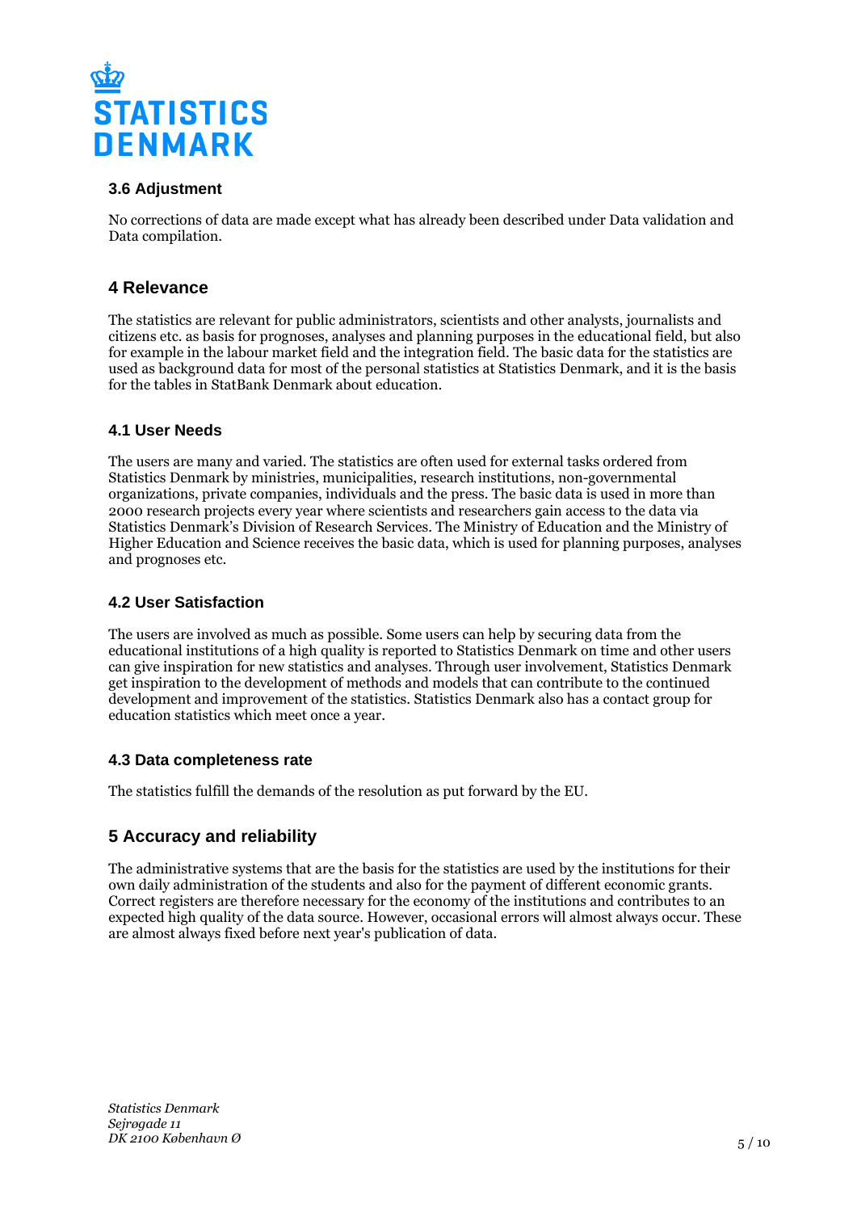### 3.6 Adjustment

No corrections of data are made except what has already been described under Data validation and Data compilation.

## 4 Relevance

The statistics are relevant for public administrators, scientists and other analysts, journalists and citizens etc. as basis for prognoses, analyses and planning purposes in the educational field, but also for example in the labour market field and the integration field. The basic data for the statistics are used as background data for most of the personal statistics at Statistics Denmark, and it is the basis for the tables in StatBank Denmark about education.

### 4.1 User Needs

The users are many and varied. The statistics are often used for external tasks ordered from Statistics Denmark by ministries, municipalities, research institutions, non-governmental organizations, private companies, individuals and the press. The basic data is used in more than 2000 research projects every year where scientists and researchers gain access to the data via Statistics Denmark's Division of Research Services. The Ministry of Education and the Ministry of Higher Education and Science receives the basic data, which is used for planning purposes, analyses and prognoses etc.

### 4.2 User Satisfaction

The users are involved as much as possible. Some users can help by securing data from the educational institutions of a high quality is reported to Statistics Denmark on time and other users can give inspiration for new statistics and analyses. Through user involvement, Statistics Denmark get inspiration to the development of methods and models that can contribute to the continued development and improvement of the statistics. Statistics Denmark also has a contact group for education statistics which meet once a year.

### 4.3 Data completeness rate

The statistics fulfill the demands of the resolution as put forward by the EU.

## 5 Accuracy and reliability

The administrative systems that are the basis for the statistics are used by the institutions for their own daily administration of the students and also for the payment of different economic grants. Correct registers are therefore necessary for the economy of the institutions and contributes to an expected high quality of the data source. However, occasional errors will almost always occur. These are almost always fixed before next year's publication of data.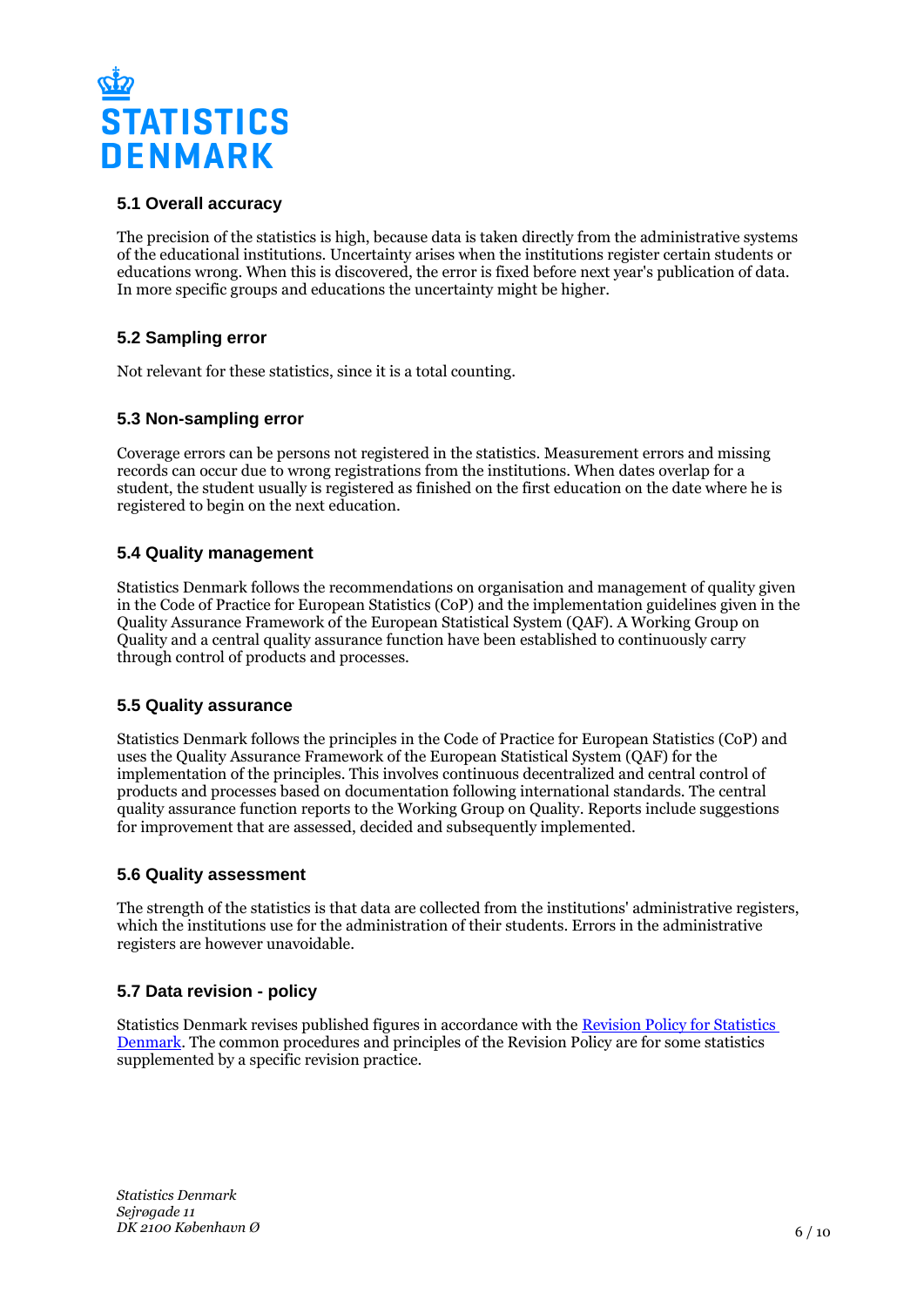### 5.1 Overall accuracy

The precision of the statistics is high, because data is taken directly from the administrative systems of the educational institutions. Uncertainty arises when the institutions register certain students or educations wrong. When this is discovered, the error is fixed before next year's publication of data. In more specific groups and educations the uncertainty might be higher.

### 5.2 Sampling error

Not relevant for these statistics, since it is a total counting.

### 5.3 Non-sampling error

Coverage errors can be persons not registered in the statistics. Measurement errors and missing records can occur due to wrong registrations from the institutions. When dates overlap for a student, the student usually is registered as finished on the first education on the date where he is registered to begin on the next education.

### 5.4 Quality management

Statistics Denmark follows the recommendations on organisation and management of quality given in the Code of Practice for European Statistics (CoP) and the implementation guidelines given in the Quality Assurance Framework of the European Statistical System (QAF). A Working Group on Quality and a central quality assurance function have been established to continuously carry through control of products and processes.

### 5.5 Quality assurance

Statistics Denmark follows the principles in the Code of Practice for European Statistics (CoP) and uses the Quality Assurance Framework of the European Statistical System (QAF) for the implementation of the principles. This involves continuous decentralized and central control of products and processes based on documentation following international standards. The central quality assurance function reports to the Working Group on Quality. Reports include suggestions for improvement that are assessed, decided and subsequently implemented.

### 5.6 Quality assessment

The strength of the statistics is that data are collected from the institutions' administrative registers, which the institutions use for the administration of their students. Errors in the administrative registers are however unavoidable.

### 5.7 Data revision - policy

Statistics Denmark revises published figures in accordance with the Revision Policy for Statistics Denmark. The common procedures and principles of the Revision Policy are for some statistics supplemented by a specific revision practice.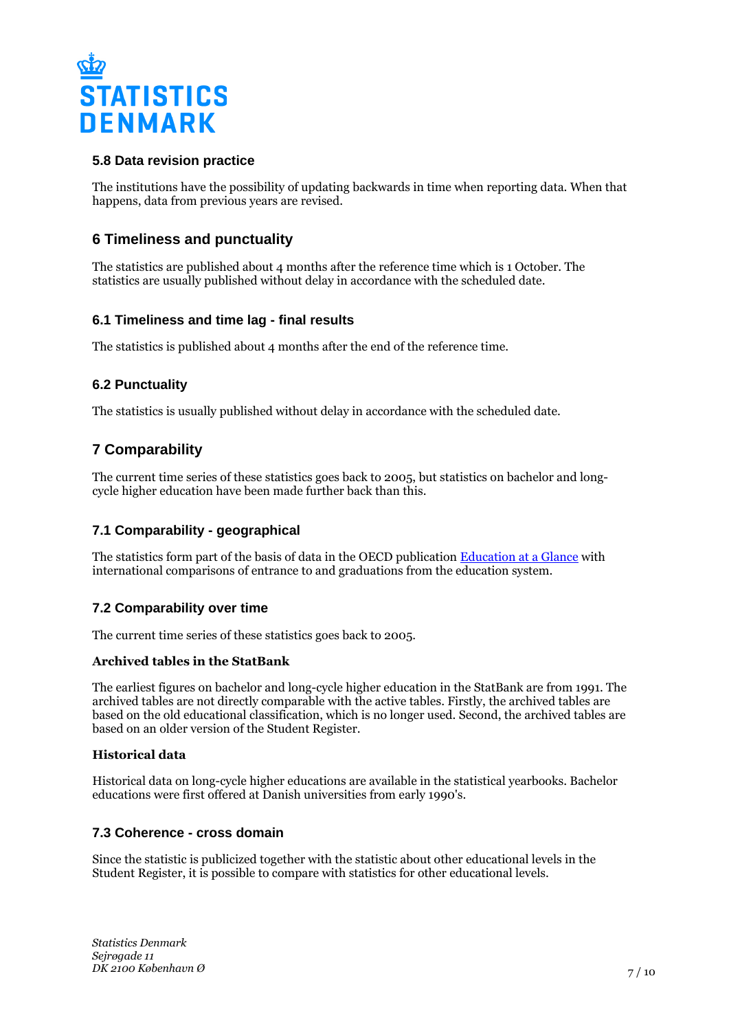### 5.8 Data revision practice

The institutions have the possibility of updating backwards in time when reporting data. When that happens, data from previous years are revised.

## 6 Timeliness and punctuality

The statistics are published about 4 months after the reference time which is 1 October. The statistics are usually published without delay in accordance with the scheduled date.

### 6.1 Timeliness and time lag - final results

The statistics is published about 4 months after the end of the reference time.

### 6.2 Punctuality

The statistics is usually published without delay in accordance with the scheduled date.

## 7 Comparability

The current time series of these statistics goes back to 2005, but statistics on bachelor and long-cycle higher education have been made further back than this.

### 7.1 Comparability - geographical

The statistics form part of the basis of data in the OECD publication [Education at a Glance] with international comparisons of entrance to and graduations from the education system.

### 7.2 Comparability over time

The current time series of these statistics goes back to 2005.

**Archived tables in the StatBank**

The earliest figures on bachelor and long-cycle higher education in the StatBank are from 1991. The archived tables are not directly comparable with the active tables. Firstly, the archived tables are based on the old educational classification, which is no longer used. Second, the archived tables are based on an older version of the Student Register.

**Historical data**

Historical data on long-cycle higher educations are available in the statistical yearbooks. Bachelor educations were first offered at Danish universities from early 1990's.

### 7.3 Coherence - cross domain

Since the statistic is publicized together with the statistic about other educational levels in the Student Register, it is possible to compare with statistics for other educational levels.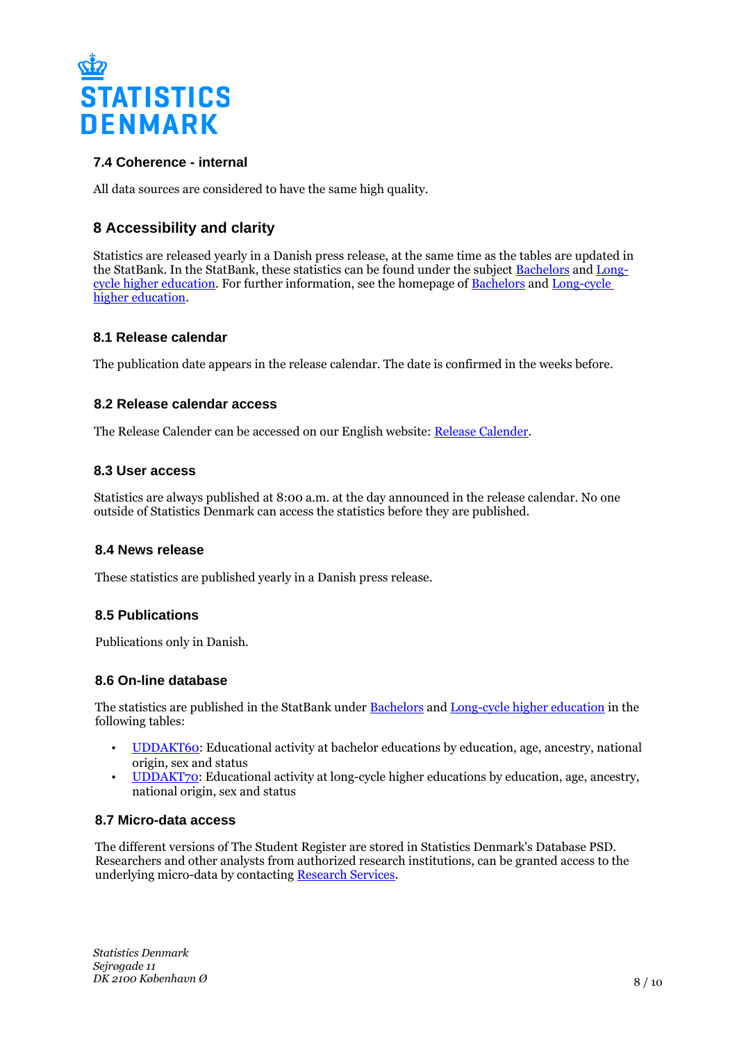### 7.4 Coherence - internal

All data sources are considered to have the same high quality.

## 8 Accessibility and clarity

Statistics are released yearly in a Danish press release, at the same time as the tables are updated in the StatBank. In the StatBank, these statistics can be found under the subject Bachelors and Long-cycle higher education. For further information, see the homepage of Bachelors and Long-cycle higher education.

### 8.1 Release calendar

The publication date appears in the release calendar. The date is confirmed in the weeks before.

### 8.2 Release calendar access

The Release Calender can be accessed on our English website: Release Calender.

### 8.3 User access

Statistics are always published at 8:00 a.m. at the day announced in the release calendar. No one outside of Statistics Denmark can access the statistics before they are published.

### 8.4 News release

These statistics are published yearly in a Danish press release.

### 8.5 Publications

Publications only in Danish.

### 8.6 On-line database

The statistics are published in the StatBank under Bachelors and Long-cycle higher education in the following tables:

- UDDAKT60: Educational activity at bachelor educations by education, age, ancestry, national origin, sex and status
- UDDAKT70: Educational activity at long-cycle higher educations by education, age, ancestry, national origin, sex and status

### 8.7 Micro-data access

The different versions of The Student Register are stored in Statistics Denmark's Database PSD. Researchers and other analysts from authorized research institutions, can be granted access to the underlying micro-data by contacting Research Services.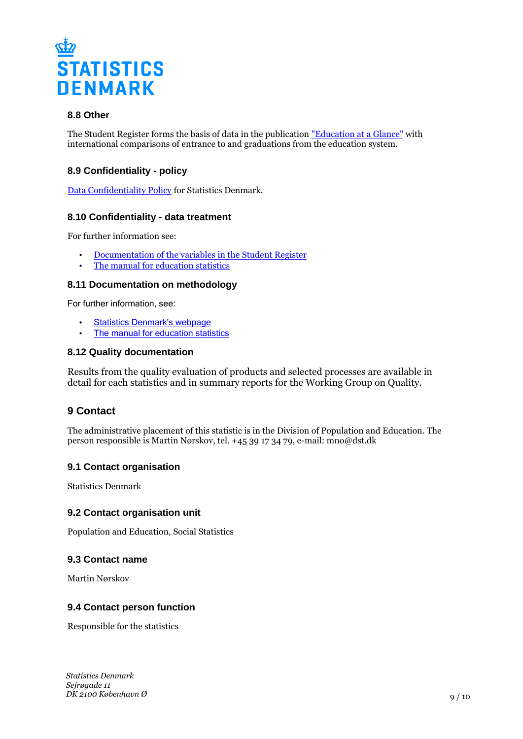### 8.8 Other

The Student Register forms the basis of data in the publication "Education at a Glance" with international comparisons of entrance to and graduations from the education system.

### 8.9 Confidentiality - policy

Data Confidentiality Policy for Statistics Denmark.

### 8.10 Confidentiality - data treatment

For further information see:

- Documentation of the variables in the Student Register
- The manual for education statistics

### 8.11 Documentation on methodology

For further information, see:

- Statistics Denmark's webpage
- The manual for education statistics

### 8.12 Quality documentation

Results from the quality evaluation of products and selected processes are available in detail for each statistics and in summary reports for the Working Group on Quality.

## 9 Contact

The administrative placement of this statistic is in the Division of Population and Education. The person responsible is Martin Nørskov, tel. +45 39 17 34 79, e-mail: mno@dst.dk

### 9.1 Contact organisation

Statistics Denmark

### 9.2 Contact organisation unit

Population and Education, Social Statistics

### 9.3 Contact name

Martin Nørskov

### 9.4 Contact person function

Responsible for the statistics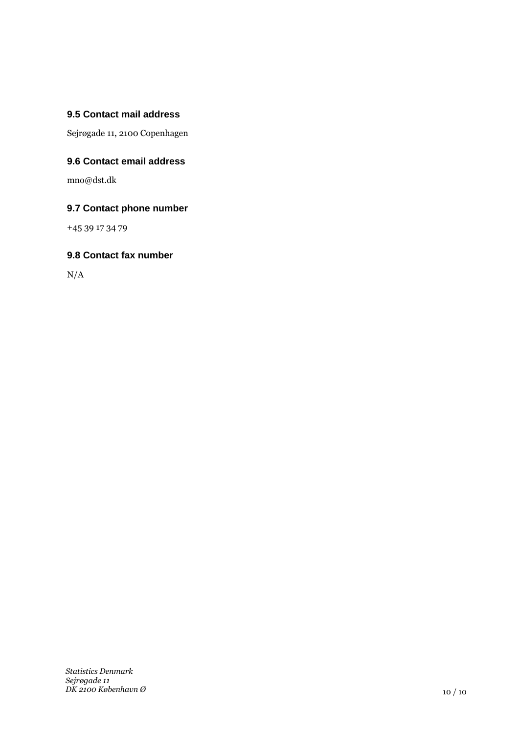### 9.5 Contact mail address

Sejrøgade 11, 2100 Copenhagen

### 9.6 Contact email address

mno@dst.dk

### 9.7 Contact phone number

+45 39 17 34 79

### 9.8 Contact fax number

N/A